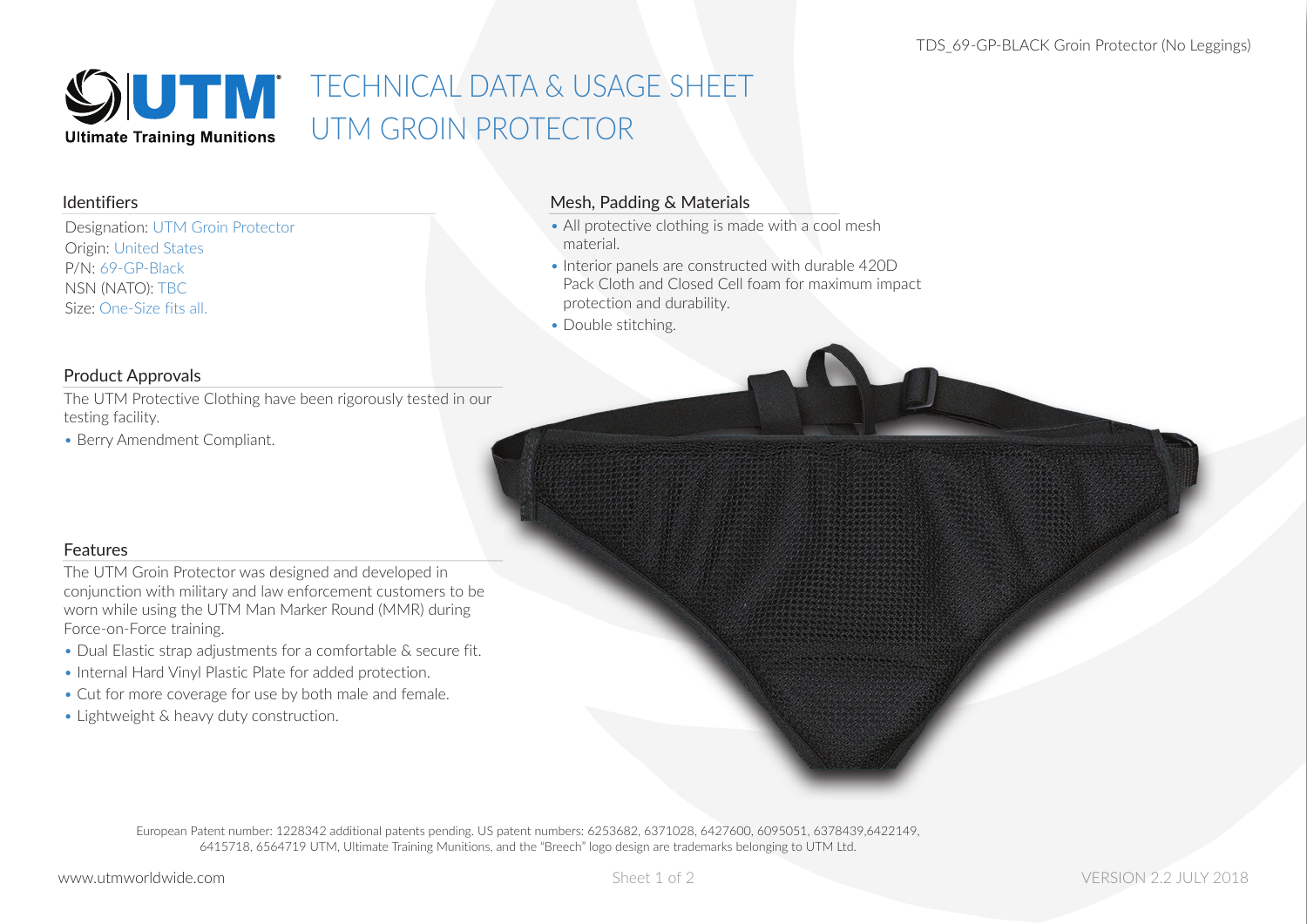# TECHNICAL DATA & USAGE SHEET
# UTM GROIN PROTECTOR

TDS_69-GP-BLACK Groin Protector (No Leggings)

## Identifiers

Designation: UTM Groin Protector
Origin: United States
P/N: 69-GP-Black
NSN (NATO): TBC
Size: One-Size fits all.

## Product Approvals

The UTM Protective Clothing have been rigorously tested in our testing facility.

- Berry Amendment Compliant.

## Features

The UTM Groin Protector was designed and developed in conjunction with military and law enforcement customers to be worn while using the UTM Man Marker Round (MMR) during Force-on-Force training.

- Dual Elastic strap adjustments for a comfortable & secure fit.
- Internal Hard Vinyl Plastic Plate for added protection.
- Cut for more coverage for use by both male and female.
- Lightweight & heavy duty construction.

## Mesh, Padding & Materials

- All protective clothing is made with a cool mesh material.
- Interior panels are constructed with durable 420D Pack Cloth and Closed Cell foam for maximum impact protection and durability.
- Double stitching.

European Patent number: 1228342 additional patents pending. US patent numbers: 6253682, 6371028, 6427600, 6095051, 6378439,6422149, 6415718, 6564719 UTM, Ultimate Training Munitions, and the "Breech" logo design are trademarks belonging to UTM Ltd.

www.utmworldwide.com

VERSION 2.2 JULY 2018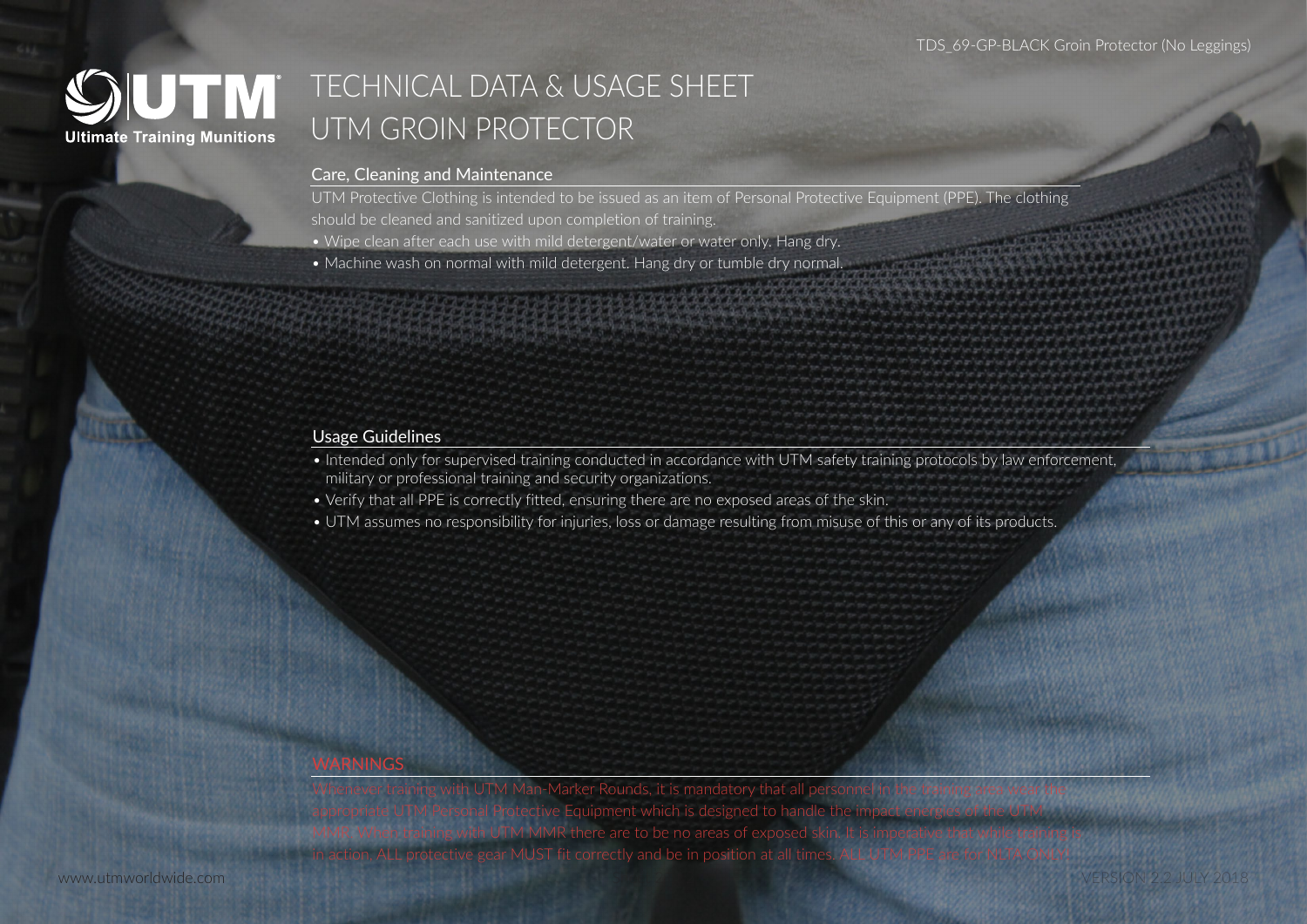TDS_69-GP-BLACK Groin Protector (No Leggings)

# TECHNICAL DATA & USAGE SHEET UTM GROIN PROTECTOR

## Care, Cleaning and Maintenance

UTM Protective Clothing is intended to be issued as an item of Personal Protective Equipment (PPE). The clothing should be cleaned and sanitized upon completion of training.

- Wipe clean after each use with mild detergent/water or water only. Hang dry.
- Machine wash on normal with mild detergent. Hang dry or tumble dry normal.

## Usage Guidelines

- Intended only for supervised training conducted in accordance with UTM safety training protocols by law enforcement, military or professional training and security organizations.
- Verify that all PPE is correctly fitted, ensuring there are no exposed areas of the skin.
- UTM assumes no responsibility for injuries, loss or damage resulting from misuse of this or any of its products.

## WARNINGS

Whenever training with UTM Man-Marker Rounds, it is mandatory that all personnel in the training zone wear the appropriate UTM Personal Protective Equipment which is designed to handle the impact energies of the UTM MMR. When training with UTM MMR there are to be no areas of exposed skin. It is imperative that while training is in action, ALL protective gear MUST fit correctly and be in position at all times. ALL UTM PPE are for NLTA ONLY.

www.utmworldwide.com

VERSION 2.2 JULY 2018